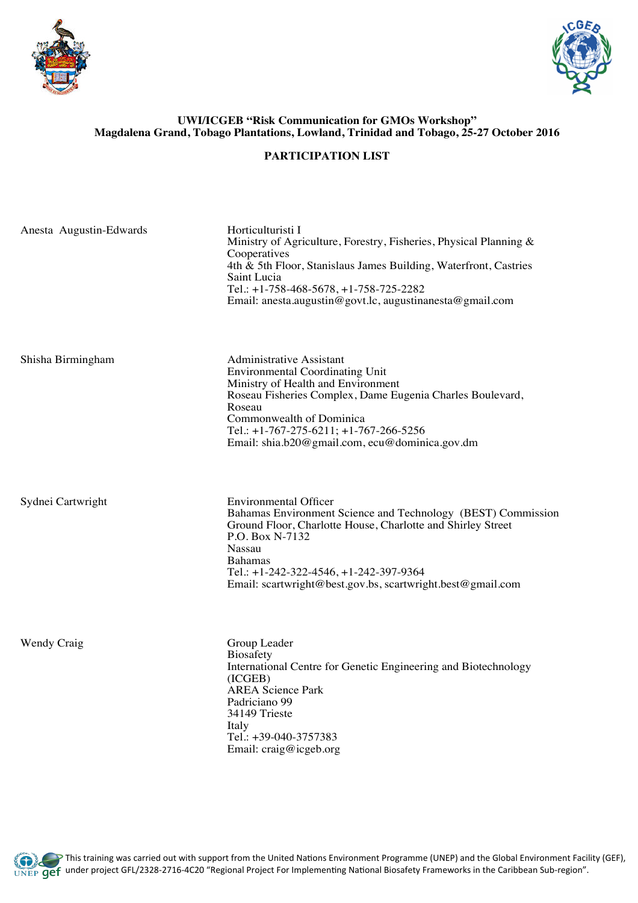**UWI/ICGEB "Risk Communication for GMOs Workshop"**
**Magdalena Grand, Tobago Plantations, Lowland, Trinidad and Tobago, 25-27 October 2016**

## PARTICIPATION LIST

| | |
|---|---|
| Anesta Augustin-Edwards | Horticulturisti I<br>Ministry of Agriculture, Forestry, Fisheries, Physical Planning & Cooperatives<br>4th & 5th Floor, Stanislaus James Building, Waterfront, Castries<br>Saint Lucia<br>Tel.: +1-758-468-5678, +1-758-725-2282<br>Email: anesta.augustin@govt.lc, augustinanesta@gmail.com |
| Shisha Birmingham | Administrative Assistant<br>Environmental Coordinating Unit<br>Ministry of Health and Environment<br>Roseau Fisheries Complex, Dame Eugenia Charles Boulevard, Roseau<br>Commonwealth of Dominica<br>Tel.: +1-767-275-6211; +1-767-266-5256<br>Email: shia.b20@gmail.com, ecu@dominica.gov.dm |
| Sydnei Cartwright | Environmental Officer<br>Bahamas Environment Science and Technology (BEST) Commission<br>Ground Floor, Charlotte House, Charlotte and Shirley Street<br>P.O. Box N-7132<br>Nassau<br>Bahamas<br>Tel.: +1-242-322-4546, +1-242-397-9364<br>Email: scartwright@best.gov.bs, scartwright.best@gmail.com |
| Wendy Craig | Group Leader<br>Biosafety<br>International Centre for Genetic Engineering and Biotechnology (ICGEB)<br>AREA Science Park<br>Padriciano 99<br>34149 Trieste<br>Italy<br>Tel.: +39-040-3757383<br>Email: craig@icgeb.org |

This training was carried out with support from the United Nations Environment Programme (UNEP) and the Global Environment Facility (GEF), under project GFL/2328-2716-4C20 "Regional Project For Implementing National Biosafety Frameworks in the Caribbean Sub-region".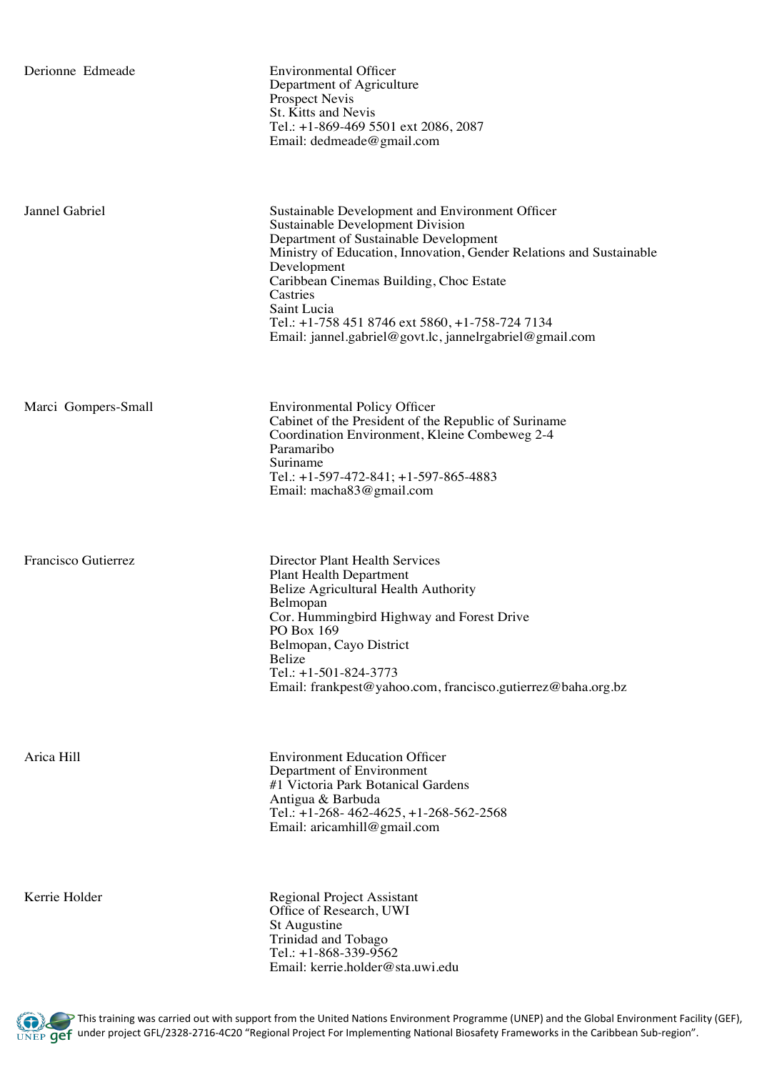| | |
|---|---|
| Derionne Edmeade | Environmental Officer<br>Department of Agriculture<br>Prospect Nevis<br>St. Kitts and Nevis<br>Tel.: +1-869-469 5501 ext 2086, 2087<br>Email: dedmeade@gmail.com |
| Jannel Gabriel | Sustainable Development and Environment Officer<br>Sustainable Development Division<br>Department of Sustainable Development<br>Ministry of Education, Innovation, Gender Relations and Sustainable Development<br>Caribbean Cinemas Building, Choc Estate<br>Castries<br>Saint Lucia<br>Tel.: +1-758 451 8746 ext 5860, +1-758-724 7134<br>Email: jannel.gabriel@govt.lc, jannelrgabriel@gmail.com |
| Marci Gompers-Small | Environmental Policy Officer<br>Cabinet of the President of the Republic of Suriname<br>Coordination Environment, Kleine Combeweg 2-4<br>Paramaribo<br>Suriname<br>Tel.: +1-597-472-841; +1-597-865-4883<br>Email: macha83@gmail.com |
| Francisco Gutierrez | Director Plant Health Services<br>Plant Health Department<br>Belize Agricultural Health Authority<br>Belmopan<br>Cor. Hummingbird Highway and Forest Drive<br>PO Box 169<br>Belmopan, Cayo District<br>Belize<br>Tel.: +1-501-824-3773<br>Email: frankpest@yahoo.com, francisco.gutierrez@baha.org.bz |
| Arica Hill | Environment Education Officer<br>Department of Environment<br>#1 Victoria Park Botanical Gardens<br>Antigua & Barbuda<br>Tel.: +1-268- 462-4625, +1-268-562-2568<br>Email: aricamhill@gmail.com |
| Kerrie Holder | Regional Project Assistant<br>Office of Research, UWI<br>St Augustine<br>Trinidad and Tobago<br>Tel.: +1-868-339-9562<br>Email: kerrie.holder@sta.uwi.edu |

This training was carried out with support from the United Nations Environment Programme (UNEP) and the Global Environment Facility (GEF), under project GFL/2328-2716-4C20 "Regional Project For Implementing National Biosafety Frameworks in the Caribbean Sub-region".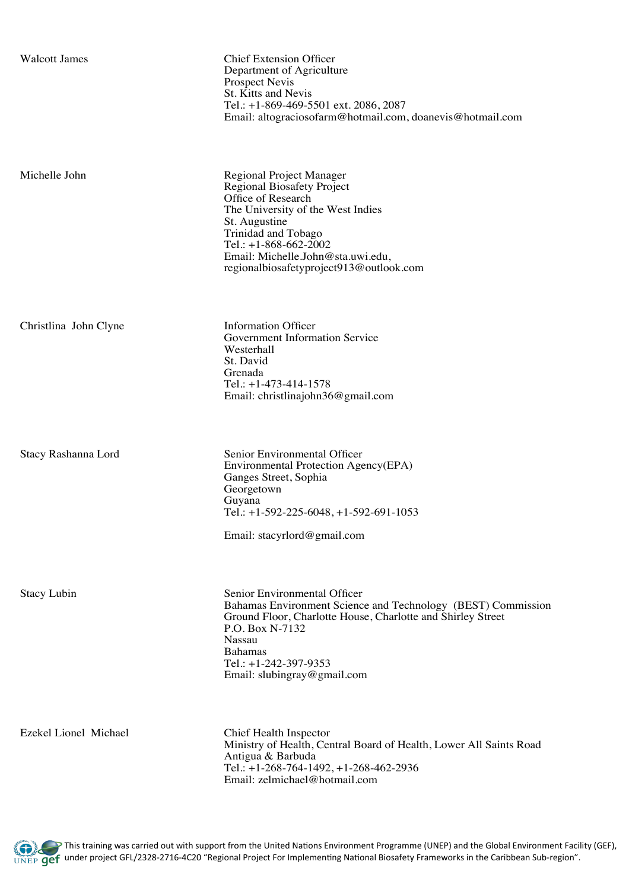| | |
|---|---|
| Walcott James | Chief Extension Officer<br>Department of Agriculture<br>Prospect Nevis<br>St. Kitts and Nevis<br>Tel.: +1-869-469-5501 ext. 2086, 2087<br>Email: altograciosofarm@hotmail.com, doanevis@hotmail.com |
| Michelle John | Regional Project Manager<br>Regional Biosafety Project<br>Office of Research<br>The University of the West Indies<br>St. Augustine<br>Trinidad and Tobago<br>Tel.: +1-868-662-2002<br>Email: Michelle.John@sta.uwi.edu,<br>regionalbiosafetyproject913@outlook.com |
| Christlina John Clyne | Information Officer<br>Government Information Service<br>Westerhall<br>St. David<br>Grenada<br>Tel.: +1-473-414-1578<br>Email: christlinajohn36@gmail.com |
| Stacy Rashanna Lord | Senior Environmental Officer<br>Environmental Protection Agency(EPA)<br>Ganges Street, Sophia<br>Georgetown<br>Guyana<br>Tel.: +1-592-225-6048, +1-592-691-1053<br>Email: stacyrlord@gmail.com |
| Stacy Lubin | Senior Environmental Officer<br>Bahamas Environment Science and Technology (BEST) Commission<br>Ground Floor, Charlotte House, Charlotte and Shirley Street<br>P.O. Box N-7132<br>Nassau<br>Bahamas<br>Tel.: +1-242-397-9353<br>Email: slubingray@gmail.com |
| Ezekel Lionel Michael | Chief Health Inspector<br>Ministry of Health, Central Board of Health, Lower All Saints Road<br>Antigua & Barbuda<br>Tel.: +1-268-764-1492, +1-268-462-2936<br>Email: zelmichael@hotmail.com |

This training was carried out with support from the United Nations Environment Programme (UNEP) and the Global Environment Facility (GEF), under project GFL/2328-2716-4C20 "Regional Project For Implementing National Biosafety Frameworks in the Caribbean Sub-region".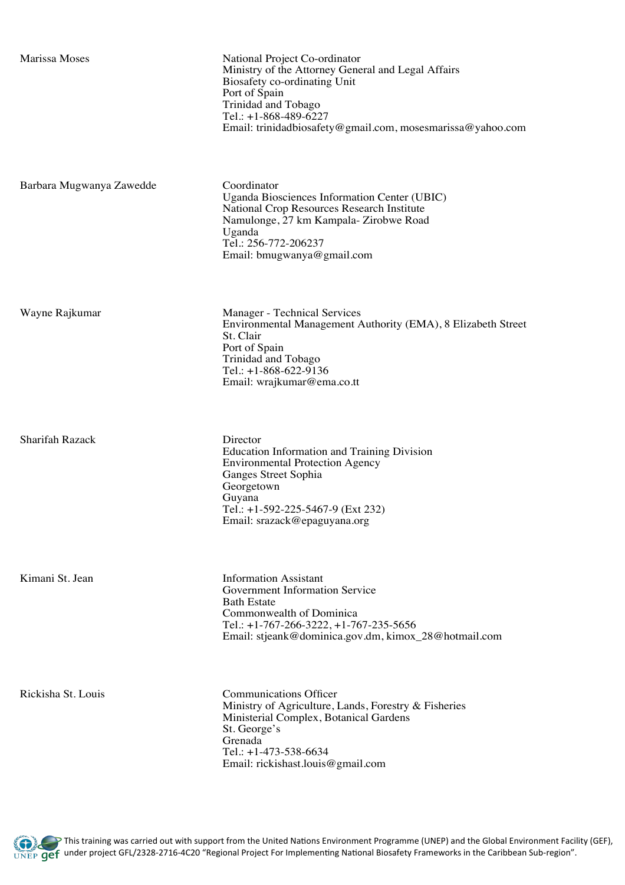| | |
|---|---|
| Marissa Moses | National Project Co-ordinator<br>Ministry of the Attorney General and Legal Affairs<br>Biosafety co-ordinating Unit<br>Port of Spain<br>Trinidad and Tobago<br>Tel.: +1-868-489-6227<br>Email: trinidadbiosafety@gmail.com, mosesmarissa@yahoo.com |
| Barbara Mugwanya Zawedde | Coordinator<br>Uganda Biosciences Information Center (UBIC)<br>National Crop Resources Research Institute<br>Namulonge, 27 km Kampala- Zirobwe Road<br>Uganda<br>Tel.: 256-772-206237<br>Email: bmugwanya@gmail.com |
| Wayne Rajkumar | Manager - Technical Services<br>Environmental Management Authority (EMA), 8 Elizabeth Street<br>St. Clair<br>Port of Spain<br>Trinidad and Tobago<br>Tel.: +1-868-622-9136<br>Email: wrajkumar@ema.co.tt |
| Sharifah Razack | Director<br>Education Information and Training Division<br>Environmental Protection Agency<br>Ganges Street Sophia<br>Georgetown<br>Guyana<br>Tel.: +1-592-225-5467-9 (Ext 232)<br>Email: srazack@epaguyana.org |
| Kimani St. Jean | Information Assistant<br>Government Information Service<br>Bath Estate<br>Commonwealth of Dominica<br>Tel.: +1-767-266-3222, +1-767-235-5656<br>Email: stjeank@dominica.gov.dm, kimox_28@hotmail.com |
| Rickisha St. Louis | Communications Officer<br>Ministry of Agriculture, Lands, Forestry & Fisheries<br>Ministerial Complex, Botanical Gardens<br>St. George's<br>Grenada<br>Tel.: +1-473-538-6634<br>Email: rickishast.louis@gmail.com |

This training was carried out with support from the United Nations Environment Programme (UNEP) and the Global Environment Facility (GEF), under project GFL/2328-2716-4C20 "Regional Project For Implementing National Biosafety Frameworks in the Caribbean Sub-region".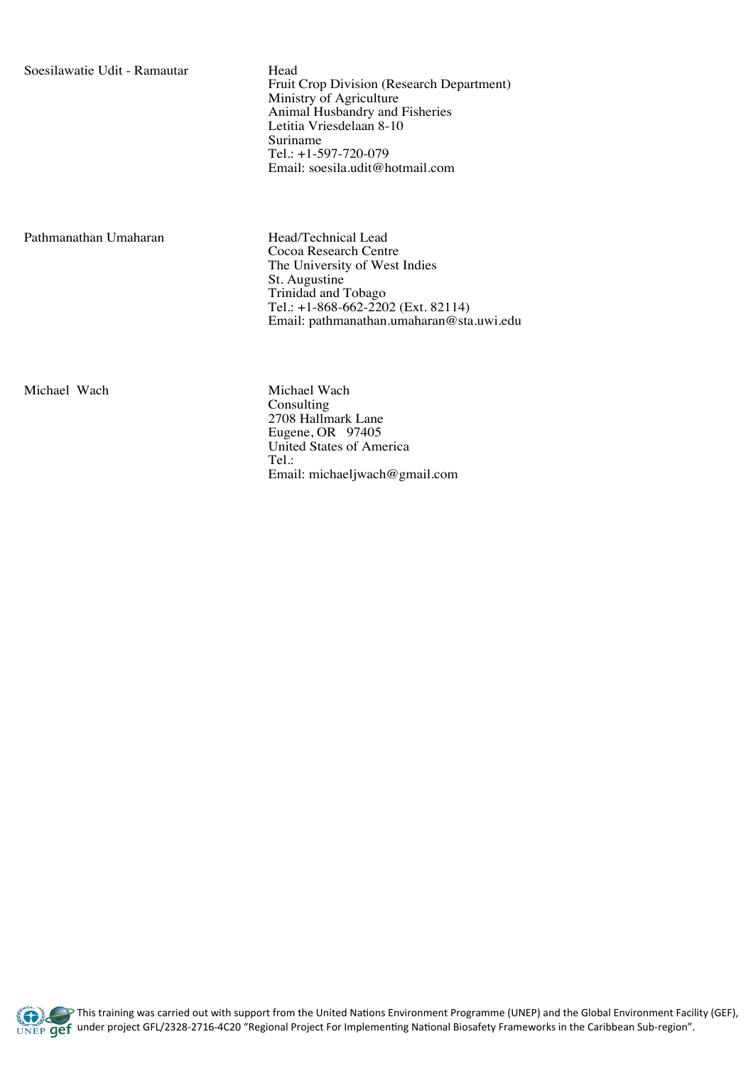| | |
|---|---|
| Soesilawatie Udit - Ramautar | Head<br>Fruit Crop Division (Research Department)<br>Ministry of Agriculture<br>Animal Husbandry and Fisheries<br>Letitia Vriesdelaan 8-10<br>Suriname<br>Tel.: +1-597-720-079<br>Email: soesila.udit@hotmail.com |
| Pathmanathan Umaharan | Head/Technical Lead<br>Cocoa Research Centre<br>The University of West Indies<br>St. Augustine<br>Trinidad and Tobago<br>Tel.: +1-868-662-2202 (Ext. 82114)<br>Email: pathmanathan.umaharan@sta.uwi.edu |
| Michael Wach | Michael Wach<br>Consulting<br>2708 Hallmark Lane<br>Eugene, OR 97405<br>United States of America<br>Tel.:<br>Email: michaeljwach@gmail.com |

This training was carried out with support from the United Nations Environment Programme (UNEP) and the Global Environment Facility (GEF), under project GFL/2328-2716-4C20 "Regional Project For Implementing National Biosafety Frameworks in the Caribbean Sub-region".